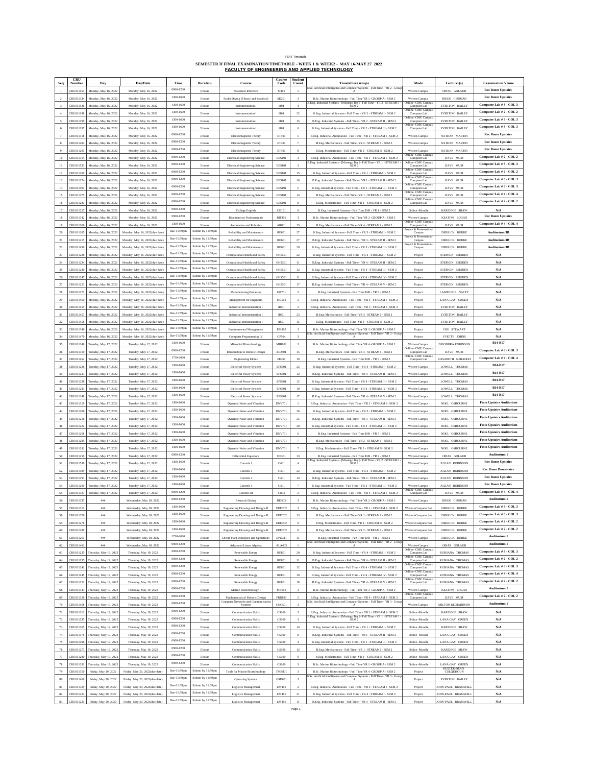FEAT Timetable

## SEMESTER II FINAL EXAMINATION TIMETABLE - WEEK 1 & WEEK2 - MAY 16-MAY 27 2022

## FACULTY OF ENGINEERING AND APPLIED TECHNOLOGY

| Seq | CRU Number | Day | Day/Date | Time | Duration | Course | Course Code | Student Count | Timetables/Groups | Mode | Lecturer(s) | Examination Venue |
|---|---|---|---|---|---|---|---|---|---|---|---|---|
| 1 | CRU011461 | Monday, May 16, 2022 | Monday, May 16, 2022 | 0900-1200 | 3 hours | Statistical Inference | SI401 | 1 | B.Sc. Artificial Intelligence and Computer Systems - Full Time - YR 2 - Group A | Written-Campus | OMAR GOLAUB | Rec Room Upstairs |
| 2 | CRU011334 | Monday, May 16, 2022 | Monday, May 16, 2022 | 1300-1600 | 3 hours | Scuba Diving (Theory and Practical) | SD201 | 3 | B.Sc. Marine Biotechnology - Full Time YR 1 -GROUP A - SEM 2 | Written-Campus | DIEGO CEBRIAN | Rec Room Upstairs |
| 3 | CRU011536 | Monday, May 16, 2022 | Monday, May 16, 2022 | 1300-1600 | 3 hours | Instrumentation I | I401 | 4 | B.Eng. Industrial Systems - [Montego Bay] - Full Time - YR 2 - STREAM I - SEM 2 | Online- CMU Campus Computer Lab | EVERTON BAILEY | Computer Lab # 3 - COL 3 |
| 4 | CRU011188 | Monday, May 16, 2022 | Monday, May 16, 2022 | 1300-1600 | 3 hours | Instrumentation I | I401 | 22 | B.Eng. Industrial Systems - Full Time - YR 2 - STREAM I - SEM 2 | Online- CMU Campus Computer Lab | EVERTON BAILEY | Computer Lab # 2 - COL 2 |
| 5 | CRU011190 | Monday, May 16, 2022 | Monday, May 16, 2022 | 1300-1600 | 3 hours | Instrumentation I | I401 | 15 | B.Eng. Industrial Systems - Full Time - YR 2 - STREAM II - SEM 2 | Online- CMU Campus Computer Lab | EVERTON BAILEY | Computer Lab # 3 - COL 3 |
| 6 | CRU011197 | Monday, May 16, 2022 | Monday, May 16, 2022 | 1300-1600 | 3 hours | Instrumentation I | I401 | 6 | B.Eng. Industrial Systems - Full Time - YR 2 - STREAM III - SEM 2 | Online- CMU Campus Computer Lab | EVERTON BAILEY | Computer Lab # 3 - COL 3 |
| 7 | CRU011318 | Monday, May 16, 2022 | Monday, May 16, 2022 | 0900-1200 | 3 hours | Electromagnetic Theory | ET401 | 1 | B.Eng. Industrial Automation - Full Time - YR 2 - STREAM I - SEM 2 | Written-Campus | NATHAN MARTIN | Rec Room Upstairs |
| 8 | CRU011284 | Monday, May 16, 2022 | Monday, May 16, 2022 | 0900-1200 | 3 hours | Electromagnetic Theory | ET401 | 7 | B.Eng. Mechatronics - Full Time- YR 2 - STREAM I - SEM 2 | Written-Campus | NATHAN MARTIN | Rec Room Upstairs |
| 9 | CRU011291 | Monday, May 16, 2022 | Monday, May 16, 2022 | 0900-1200 | 3 hours | Electromagnetic Theory | ET401 | 8 | B.Eng. Mechatronics - Full Time- YR 2 - STREAM II - SEM 2 | Written-Campus | NATHAN MARTIN | Rec Room Upstairs |
| 10 | CRU011314 | Monday, May 16, 2022 | Monday, May 16, 2022 | 0900-1200 | 3 hours | Electrical Engineering Science | EES101 | 3 | B.Eng. Industrial Automation - Full Time - YR 1 - STREAM I - SEM 2 | Online- CMU Campus Computer Lab | DAVE MUIR | Computer Lab # 2 - COL 2 |
| 11 | CRU011533 | Monday, May 16, 2022 | Monday, May 16, 2022 | 0900-1200 | 3 hours | Electrical Engineering Science | EES101 | 3 | B.Eng. Industrial Systems - [Montego Bay] - Full Time - YR 1 - STREAM I - SEM 2 | Online- CMU Campus Computer Lab | DAVE MUIR | Computer Lab # 3 - COL 3 |
| 12 | CRU011169 | Monday, May 16, 2022 | Monday, May 16, 2022 | 0900-1200 | 3 hours | Electrical Engineering Science | EES101 | 15 | B.Eng. Industrial Systems - Full Time - YR 1 - STREAM I - SEM 2 | Online- CMU Campus Computer Lab | DAVE MUIR | Computer Lab # 2 - COL 2 |
| 13 | CRU011174 | Monday, May 16, 2022 | Monday, May 16, 2022 | 0900-1200 | 3 hours | Electrical Engineering Science | EES101 | 10 | B.Eng. Industrial Systems - Full Time - YR 1 - STREAM II - SEM 2 | Online- CMU Campus Computer Lab | DAVE MUIR | Computer Lab # 3 - COL 3 |
| 14 | CRU011494 | Monday, May 16, 2022 | Monday, May 16, 2022 | 0900-1200 | 3 hours | Electrical Engineering Science | EES101 | 5 | B.Eng. Industrial Systems - Full Time - YR 1 - STREAM III - SEM 2 | Online- CMU Campus Computer Lab | DAVE MUIR | Computer Lab # 3 - COL 3 |
| 15 | CRU011275 | Monday, May 16, 2022 | Monday, May 16, 2022 | 0900-1200 | 3 hours | Electrical Engineering Science | EES101 | 14 | B.Eng. Mechatronics - Full Time- YR 1 - STREAM I - SEM 2 | Online- CMU Campus Computer Lab | DAVE MUIR | Computer Lab # 4 - COL 4 |
| 16 | CRU011281 | Monday, May 16, 2022 | Monday, May 16, 2022 | 0900-1200 | 3 hours | Electrical Engineering Science | EES101 | 8 | B.Eng. Mechatronics - Full Time- YR 1 - STREAM II - SEM 2 | Online- CMU Campus Computer Lab | DAVE MUIR | Computer Lab # 2 - COL 2 |
| 17 | CRU011257 | Monday, May 16, 2022 | Monday, May 16, 2022 | 0900-1200 | 3 hours | College English | CE101 | 9 | B.Eng. Industrial Systems - Part Time D/R - YR 1 - SEM 2 | Online -Moodle | KAREENIE SHAW | N/A |
| 18 | CRU011342 | Monday, May 16, 2022 | Monday, May 16, 2022 | 0900-1200 | 3 hours | Biochemistry Fundamentals | BF301 | 3 | B.Sc. Marine Biotechnology - Full Time YR 2 -GROUP A - SEM 2 | Written-Campus | KEATON LOGAN | Rec Room Upstairs |
| 19 | CRU011306 | Monday, May 16, 2022 | Monday, May 16, 2022 | 1300-1600 | 3 hours | Automation and Robotics | AR801 | 15 | B.Eng. Mechatronics - Full Time- YR 4 - STREAM I - SEM 2 | Online- CMU Campus Computer Lab | DAVE MUIR | Computer Lab # 4 - COL 4 |
| 20 | CRU011205 | Monday, May 16, 2022 | Monday, May 16, 2022(due date) | Due-11:59pm | Submit by 11:59pm | Reliability and Maintenance | RE601 | 27 | B.Eng. Industrial Systems - Full Time - YR 3 - STREAM I - SEM 2 | Project & Presentation-Campus | DERRICK BURKE | Auditorium 3B |
| 21 | CRU011215 | Monday, May 16, 2022 | Monday, May 16, 2022(due date) | Due-11:59pm | Submit by 11:59pm | Reliability and Maintenance | RE601 | 27 | B.Eng. Industrial Systems - Full Time - YR 3 - STREAM II - SEM 2 | Project & Presentation-Campus | DERRICK BURKE | Auditorium 3B |
| 22 | CRU011490 | Monday, May 16, 2022 | Monday, May 16, 2022(due date) | Due-11:59pm | Submit by 11:59pm | Reliability and Maintenance | RE601 | 20 | B.Eng. Industrial Systems - Full Time - YR 3 - STREAM III - SEM 2 | Project & Presentation-Campus | DERRICK BURKE | Auditorium 3B |
| 23 | CRU011228 | Monday, May 16, 2022 | Monday, May 16, 2022(due date) | Due-11:59pm | Submit by 11:59pm | Occupational Health and Safety | OHS501 | 22 | B.Eng. Industrial Systems - Full Time - YR 4 - STREAM I - SEM 2 | Project | STEPHEN RHODEN | N/A |
| 24 | CRU011234 | Monday, May 16, 2022 | Monday, May 16, 2022(due date) | Due-11:59pm | Submit by 11:59pm | Occupational Health and Safety | OHS501 | 11 | B.Eng. Industrial Systems - Full Time - YR 4 - STREAM II - SEM 2 | Project | STEPHEN RHODEN | N/A |
| 25 | CRU011240 | Monday, May 16, 2022 | Monday, May 16, 2022(due date) | Due-11:59pm | Submit by 11:59pm | Occupational Health and Safety | OHS501 | 12 | B.Eng. Industrial Systems - Full Time - YR 4 - STREAM III - SEM 2 | Project | STEPHEN RHODEN | N/A |
| 26 | CRU011247 | Monday, May 16, 2022 | Monday, May 16, 2022(due date) | Due-11:59pm | Submit by 11:59pm | Occupational Health and Safety | OHS501 | 11 | B.Eng. Industrial Systems - Full Time - YR 4 - STREAM IV - SEM 2 | Project | STEPHEN RHODEN | N/A |
| 27 | CRU011253 | Monday, May 16, 2022 | Monday, May 16, 2022(due date) | Due-11:59pm | Submit by 11:59pm | Occupational Health and Safety | OHS501 | 17 | B.Eng. Industrial Systems - Full Time - YR 4 - STREAM V - SEM 2 | Project | STEPHEN RHODEN | N/A |
| 28 | CRU011271 | Monday, May 16, 2022 | Monday, May 16, 2022(due date) | Due-11:59pm | Submit by 11:59pm | Manufacturing Processes | MP701 | 5 | B.Eng. Industrial Systems - Part Time D/R - YR 5 - SEM 2 | Project | LAWRENCE NALTY | N/A |
| 29 | CRU011460 | Monday, May 16, 2022 | Monday, May 16, 2022(due date) | Due-11:59pm | Submit by 11:59pm | Management for Engineers | ME501 | 2 | B.Eng. Industrial Automation - Full Time - YR 4 - STREAM I - SEM 2 | Project | LANA-GAY GREEN | N/A |
| 30 | CRU011459 | Monday, May 16, 2022 | Monday, May 16, 2022(due date) | Due-11:59pm | Submit by 11:59pm | Industrial Instrumentation I | II601 | 2 | B.Eng. Industrial Automation - Full Time - YR 3 - STREAM I - SEM 2 | Project | EVERTON BAILEY | N/A |
| 31 | CRU011457 | Monday, May 16, 2022 | Monday, May 16, 2022(due date) | Due-11:59pm | Submit by 11:59pm | Industrial Instrumentation I | II601 | 23 | B.Eng. Mechatronics - Full Time- YR 3 - STREAM I - SEM 2 | Project | EVERTON BAILEY | N/A |
| 32 | CRU011458 | Monday, May 16, 2022 | Monday, May 16, 2022(due date) | Due-11:59pm | Submit by 11:59pm | Industrial Instrumentation I | II601 | 15 | B.Eng. Mechatronics - Full Time- YR 3 - STREAM II - SEM 2 | Project | EVERTON BAILEY | N/A |
| 33 | CRU011346 | Monday, May 16, 2022 | Monday, May 16, 2022(due date) | Due-11:59pm | Submit by 11:59pm | Environmental Management | EM802 | 3 | B.Sc. Marine Biotechnology - Full Time YR 3 -GROUP A - SEM 2 | Project | CHE STEWART | N/A |
| 34 | CRU011470 | Monday, May 16, 2022 | Monday, May 16, 2022(due date) | Due-11:59pm | Submit by 11:59pm | Computer Programming IV | CP504 | 3 | B.Sc. Artificial Intelligence and Computer Systems - Full Time - YR 3 - Group A | Project | YVETTE JOHNS | N/A |
| 35 | CRU011349 | Tuesday, May 17, 2022 | Tuesday, May 17, 2022 | 1300-1600 | 3 hours | Microbial Biotechnology | MIB801 | 3 | B.Sc. Marine Biotechnology - Full Time YR 4 -GROUP A - SEM 2 | Written-Campus | DEIONDRA ROBINSON | B14-B17 |
| 36 | CRU011310 | Tuesday, May 17, 2022 | Tuesday, May 17, 2022 | 0900-1200 | 3 hours | Introduction to Robotic Design | IRD801 | 15 | B.Eng. Mechatronics - Full Time- YR 4 - STREAM I - SEM 2 | Online- CMU Campus Computer Lab | DAVE MUIR | Computer Lab # 3 - COL 3 |
| 37 | CRU011262 | Tuesday, May 17, 2022 | Tuesday, May 17, 2022 | 1730-2030 | 3 hours | Engineering Ethics | EE401 | 10 | B.Eng. Industrial Systems - Part Time D/R - YR 3 - SEM 2 | Online- CMU Campus Computer Lab | ELISABETH NERAHOO | Computer Lab # 4 - COL 4 |
| 38 | CRU011226 | Tuesday, May 17, 2022 | Tuesday, May 17, 2022 | 1300-1600 | 3 hours | Electrical Power Systems | EPS801 | 22 | B.Eng. Industrial Systems - Full Time - YR 4 - STREAM I - SEM 2 | Written-Campus | LOWELL THOMAS | B14-B17 |
| 39 | CRU011233 | Tuesday, May 17, 2022 | Tuesday, May 17, 2022 | 1300-1600 | 3 hours | Electrical Power Systems | EPS801 | 12 | B.Eng. Industrial Systems - Full Time - YR 4 - STREAM II - SEM 2 | Written-Campus | LOWELL THOMAS | B14-B17 |
| 40 | CRU011238 | Tuesday, May 17, 2022 | Tuesday, May 17, 2022 | 1300-1600 | 3 hours | Electrical Power Systems | EPS801 | 12 | B.Eng. Industrial Systems - Full Time - YR 4 - STREAM III - SEM 2 | Written-Campus | LOWELL THOMAS | B14-B17 |
| 41 | CRU011243 | Tuesday, May 17, 2022 | Tuesday, May 17, 2022 | 1300-1600 | 3 hours | Electrical Power Systems | EPS801 | 10 | B.Eng. Industrial Systems - Full Time - YR 4 - STREAM IV - SEM 2 | Written-Campus | LOWELL THOMAS | B14-B17 |
| 42 | CRU011248 | Tuesday, May 17, 2022 | Tuesday, May 17, 2022 | 1300-1600 | 3 hours | Electrical Power Systems | EPS801 | 17 | B.Eng. Industrial Systems - Full Time - YR 4 - STREAM V - SEM 2 | Written-Campus | LOWELL THOMAS | B14-B17 |
| 43 | CRU011319 | Tuesday, May 17, 2022 | Tuesday, May 17, 2022 | 1300-1600 | 3 hours | Dynamic Noise and Vibration | DNV701 | 1 | B.Eng. Industrial Automation - Full Time - YR 2 - STREAM I - SEM 2 | Written-Campus | NOEL OSBOURNE | Festo Upstairs Auditorium |
| 44 | CRU011206 | Tuesday, May 17, 2022 | Tuesday, May 17, 2022 | 1300-1600 | 3 hours | Dynamic Noise and Vibration | DNV701 | 26 | B.Eng. Industrial Systems - Full Time - YR 3 - STREAM I - SEM 2 | Written-Campus | NOEL OSBOURNE | Festo Upstairs Auditorium |
| 45 | CRU011216 | Tuesday, May 17, 2022 | Tuesday, May 17, 2022 | 1300-1600 | 3 hours | Dynamic Noise and Vibration | DNV701 | 25 | B.Eng. Industrial Systems - Full Time - YR 3 - STREAM II - SEM 2 | Written-Campus | NOEL OSBOURNE | Festo Upstairs Auditorium |
| 46 | CRU011222 | Tuesday, May 17, 2022 | Tuesday, May 17, 2022 | 1300-1600 | 3 hours | Dynamic Noise and Vibration | DNV701 | 20 | B.Eng. Industrial Systems - Full Time - YR 3 - STREAM III - SEM 2 | Written-Campus | NOEL OSBOURNE | Festo Upstairs Auditorium |
| 47 | CRU011268 | Tuesday, May 17, 2022 | Tuesday, May 17, 2022 | 1300-1600 | 3 hours | Dynamic Noise and Vibration | DNV701 | 6 | B.Eng. Industrial Systems - Part Time D/R - YR 5 - SEM 2 | Written-Campus | NOEL OSBOURNE | Festo Upstairs Auditorium |
| 48 | CRU011285 | Tuesday, May 17, 2022 | Tuesday, May 17, 2022 | 1300-1600 | 3 hours | Dynamic Noise and Vibration | DNV701 | 7 | B.Eng. Mechatronics - Full Time- YR 2 - STREAM I - SEM 2 | Written-Campus | NOEL OSBOURNE | Festo Upstairs Auditorium |
| 49 | CRU011292 | Tuesday, May 17, 2022 | Tuesday, May 17, 2022 | 1300-1600 | 3 hours | Dynamic Noise and Vibration | DNV701 | 7 | B.Eng. Mechatronics - Full Time- YR 2 - STREAM II - SEM 2 | Written-Campus | NOEL OSBOURNE | Festo Upstairs Auditorium |
| 50 | CRU011259 | Tuesday, May 17, 2022 | Tuesday, May 17, 2022 | 0900-1200 | 3 hours | Differential Equations | DE201 | 13 | B.Eng. Industrial Systems - Part Time D/R - YR 2 - SEM 2 | Written-Campus | OMAR GOLAUB | Auditorium 1 |
| 51 | CRU011539 | Tuesday, May 17, 2022 | Tuesday, May 17, 2022 | 1300-1600 | 3 hours | Controls I | C401 | 4 | B.Eng. Industrial Systems - [Montego Bay] - Full Time - YR 2 - STREAM I - SEM 2 | Written-Campus | JULIAN ROBINSON | Rec Room Upstairs |
| 52 | CRU011189 | Tuesday, May 17, 2022 | Tuesday, May 17, 2022 | 1300-1600 | 3 hours | Controls I | C401 | 22 | B.Eng. Industrial Systems - Full Time - YR 2 - STREAM I - SEM 2 | Written-Campus | JULIAN ROBINSON | Rec Room Downstairs |
| 53 | CRU011193 | Tuesday, May 17, 2022 | Tuesday, May 17, 2022 | 1300-1600 | 3 hours | Controls I | C401 | 14 | B.Eng. Industrial Systems - Full Time - YR 2 - STREAM II - SEM 2 | Written-Campus | JULIAN ROBINSON | Rec Room Upstairs |
| 54 | CRU011200 | Tuesday, May 17, 2022 | Tuesday, May 17, 2022 | 1300-1600 | 3 hours | Controls I | C401 | 7 | B.Eng. Industrial Systems - Full Time - YR 2 - STREAM III - SEM 2 | Written-Campus | JULIAN ROBINSON | Rec Room Upstairs |
| 55 | CRU011327 | Tuesday, May 17, 2022 | Tuesday, May 17, 2022 | 0900-1200 | 3 hours | Controls III | CI803 | 2 | B.Eng. Industrial Automation - Full Time - YR 4 - STREAM I - SEM 2 | Online- CMU Campus Computer Lab | DAVE MUIR | Computer Lab # 4 - COL 4 |
| 56 | CRU011337 | ### | Wednesday, May 18, 2022 | 0900-1200 | 3 hours | Research Diving | RD403 | 3 | B.Sc. Marine Biotechnology - Full Time YR 2 -GROUP A - SEM 2 | Written-Campus | DIEGO CEBRIAN | Auditorium 1 |
| 57 | CRU011311 | ### | Wednesday, May 18, 2022 | 1300-1600 | 3 hours | Engineering Drawing and Designs II | EDD202 | 3 | B.Eng. Industrial Automation - Full Time - YR 1 - STREAM I - SEM 2 | Written-Computer lab | DERRICK BURKE | Computer Lab # 3 - COL 3 |
| 58 | CRU011276 | ### | Wednesday, May 18, 2022 | 1300-1600 | 3 hours | Engineering Drawing and Designs II | EDD202 | 13 | B.Eng. Mechatronics - Full Time- YR 1 - STREAM I - SEM 2 | Written-Computer lab | DERRICK BURKE | Computer Lab # 3 - COL 3 |
| 59 | CRU011278 | ### | Wednesday, May 18, 2022 | 1300-1600 | 3 hours | Engineering Drawing and Designs II | EDD202 | 9 | B.Eng. Mechatronics - Full Time- YR 1 - STREAM II - SEM 2 | Written-Computer lab | DERRICK BURKE | Computer Lab # 2 - COL 2 |
| 60 | CRU011289 | ### | Wednesday, May 18, 2022 | 1300-1600 | 3 hours | Engineering Drawing and Designs II | EDD202 | 8 | B.Eng. Mechatronics - Full Time- YR 2 - STREAM I - SEM 2 | Written-Computer lab | DERRICK BURKE | Computer Lab # 2 - COL 2 |
| 61 | CRU011261 | ### | Wednesday, May 18, 2022 | 1730-2030 | 3 hours | Diesel Plant Principles and Operations | DPO311 | 11 | B.Eng. Industrial Systems - Part Time D/R - YR 2 - SEM 2 | Written-Campus | DERRICK BURKE | Auditorium 1 |
| 62 | CRU011462 | ### | Wednesday, May 18, 2022 | 0900-1200 | 3 hours | Advanced Linear Algebra | ALA403 | 1 | B.Sc. Artificial Intelligence and Computer Systems - Full Time - YR 2 - Group A | Written-Campus | OMAR GOLAUB | Auditorium 1 |
| 63 | CRU011225 | Thursday, May 19, 2022 | Thursday, May 19, 2022 | 0900-1200 | 3 hours | Renewable Energy | RE801 | 20 | B.Eng. Industrial Systems - Full Time - YR 4 - STREAM I - SEM 2 | Online- CMU Campus Computer Lab | RUSHANA THOMAS | Computer Lab # 3 - COL 3 |
| 64 | CRU011235 | Thursday, May 19, 2022 | Thursday, May 19, 2022 | 0900-1200 | 3 hours | Renewable Energy | RE801 | 11 | B.Eng. Industrial Systems - Full Time - YR 4 - STREAM II - SEM 2 | Online- CMU Campus Computer Lab | RUSHANA THOMAS | Computer Lab # 2 - COL 2 |
| 65 | CRU011241 | Thursday, May 19, 2022 | Thursday, May 19, 2022 | 0900-1200 | 3 hours | Renewable Energy | RE801 | 12 | B.Eng. Industrial Systems - Full Time - YR 4 - STREAM III - SEM 2 | Online- CMU Campus Computer Lab | RUSHANA THOMAS | Computer Lab # 3 - COL 3 |
| 66 | CRU011245 | Thursday, May 19, 2022 | Thursday, May 19, 2022 | 0900-1200 | 3 hours | Renewable Energy | RE801 | 10 | B.Eng. Industrial Systems - Full Time - YR 4 - STREAM IV - SEM 2 | Online- CMU Campus Computer Lab | RUSHANA THOMAS | Computer Lab # 4 - COL 4 |
| 67 | CRU011251 | Thursday, May 19, 2022 | Thursday, May 19, 2022 | 0900-1200 | 3 hours | Renewable Energy | RE801 | 18 | B.Eng. Industrial Systems - Full Time - YR 4 - STREAM V - SEM 2 | Online- CMU Campus Computer Lab | RUSHANA THOMAS | Computer Lab # 2 - COL 2 |
| 68 | CRU011343 | Thursday, May 19, 2022 | Thursday, May 19, 2022 | 0900-1200 | 3 hours | Marine Biotechnology I | MB601 | 3 | B.Sc. Marine Biotechnology - Full Time YR 3 -GROUP A - SEM 2 | Written-Campus | KEATON LOGAN | Auditorium 1 |
| 69 | CRU011326 | Thursday, May 19, 2022 | Thursday, May 19, 2022 | 0900-1200 | 3 hours | Fundamentals of Robotic Design | FRD801 | 2 | B.Eng. Industrial Automation - Full Time - YR 4 - STREAM I - SEM 2 | Online- CMU Campus Computer Lab | DAVE MUIR | Computer Lab # 2 - COL 2 |
| 70 | CRU011468 | Thursday, May 19, 2022 | Thursday, May 19, 2022 | 0900-1200 | 3 hours | Computer Networks and Communication Systems | CNC501 | 3 | B.Sc. Artificial Intelligence and Computer Systems - Full Time - YR 3 - Group A | Written-Campus | MILTON RICHARDSON | Auditorium 1 |
| 71 | CRU011313 | Thursday, May 19, 2022 | Thursday, May 19, 2022 | 0900-1200 | 3 hours | Communication Skills | CS100 | 3 | B.Eng. Industrial Automation - Full Time - YR 1 - STREAM I - SEM 2 | Online -Moodle | KAREENIE SHAW | N/A |
| 72 | CRU011535 | Thursday, May 19, 2022 | Thursday, May 19, 2022 | 0900-1200 | 3 hours | Communication Skills | CS100 | 3 | B.Eng. Industrial Systems - [Montego Bay] - Full Time - YR 1 - STREAM I - SEM 2 | Online -Moodle | LANA-GAY GREEN | N/A |
| 73 | CRU011165 | Thursday, May 19, 2022 | Thursday, May 19, 2022 | 0900-1200 | 3 hours | Communication Skills | CS100 | 14 | B.Eng. Industrial Systems - Full Time - YR 1 - STREAM I - SEM 2 | Online -Moodle | KAREENIE SHAW | N/A |
| 74 | CRU011176 | Thursday, May 19, 2022 | Thursday, May 19, 2022 | 0900-1200 | 3 hours | Communication Skills | CS100 | 8 | B.Eng. Industrial Systems - Full Time - YR 1 - STREAM II - SEM 2 | Online -Moodle | LANA-GAY GREEN | N/A |
| 75 | CRU011496 | Thursday, May 19, 2022 | Thursday, May 19, 2022 | 0900-1200 | 3 hours | Communication Skills | CS100 | 4 | B.Eng. Industrial Systems - Full Time - YR 1 - STREAM III - SEM 2 | Online -Moodle | LANA-GAY GREEN | N/A |
| 76 | CRU011273 | Thursday, May 19, 2022 | Thursday, May 19, 2022 | 0900-1200 | 3 hours | Communication Skills | CS100 | 12 | B.Eng. Mechatronics - Full Time- YR 1 - STREAM I - SEM 2 | Online -Moodle | KAREENIE SHAW | N/A |
| 77 | CRU011280 | Thursday, May 19, 2022 | Thursday, May 19, 2022 | 0900-1200 | 3 hours | Communication Skills | CS100 | 9 | B.Eng. Mechatronics - Full Time- YR 1 - STREAM II - SEM 2 | Online -Moodle | LANA-GAY GREEN | N/A |
| 78 | CRU011331 | Thursday, May 19, 2022 | Thursday, May 19, 2022 | 0900-1200 | 3 hours | Communication Skills | CS100 | 3 | B.Sc. Marine Biotechnology - Full Time YR 1 -GROUP A - SEM 2 | Online -Moodle | LANA-GAY GREEN | N/A |
| 79 | CRU011350 | Friday, May 20, 2022 | Friday, May 20, 2022(due date) | Due-11:59pm | Submit by 11:59pm | Tools for Marine Biotechnology | TMB801 | 3 | B.Sc. Marine Biotechnology - Full Time YR 4 -GROUP A - SEM 2 | Project | DEXTER-DEAN COLQUHOUN | N/A |
| 80 | CRU011469 | Friday, May 20, 2022 | Friday, May 20, 2022(due date) | Due-11:59pm | Submit by 11:59pm | Operating Systems | OSD601 | 3 | B.Sc. Artificial Intelligence and Computer Systems - Full Time - YR 3 - Group A | Project | EVERTON BAILEY | N/A |
| 81 | CRU011329 | Friday, May 20, 2022 | Friday, May 20, 2022(due date) | Due-11:59pm | Submit by 11:59pm | Logistics Management | LM401 | 2 | B.Eng. Industrial Automation - Full Time - YR 4 - STREAM I - SEM 2 | Project | JOHN-PAUL BRAMWELL | N/A |
| 82 | CRU011224 | Friday, May 20, 2022 | Friday, May 20, 2022(due date) | Due-11:59pm | Submit by 11:59pm | Logistics Management | LM401 | 21 | B.Eng. Industrial Systems - Full Time - YR 4 - STREAM I - SEM 2 | Project | JOHN-PAUL BRAMWELL | N/A |
| 83 | CRU011231 | Friday, May 20, 2022 | Friday, May 20, 2022(due date) | Due-11:59pm | Submit by 11:59pm | Logistics Management | LM401 | 11 | B.Eng. Industrial Systems - Full Time - YR 4 - STREAM II - SEM 2 | Project | JOHN-PAUL BRAMWELL | N/A |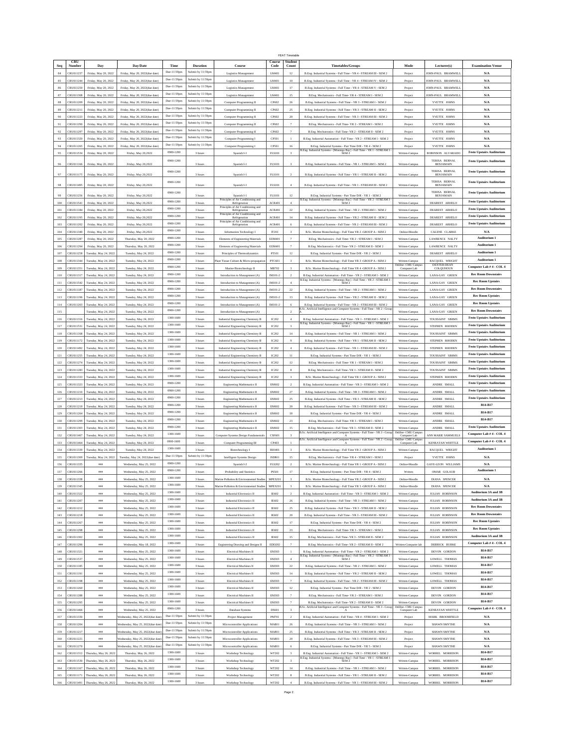FEAT Timetable

| Seq | CRU Number | Day | Day/Date | Time | Duration | Course | Course Code | Student Count | Timetables/Groups | Mode | Lecturer(s) | Examination Venue |
|---|---|---|---|---|---|---|---|---|---|---|---|---|
| 84 | CRU011237 | Friday, May 20, 2022 | Friday, May 20, 2022(due date) | Due-11:59pm | Submit by 11:59pm | Logistics Management | LM401 | 12 | B.Eng. Industrial Systems - Full Time - YR 4 - STREAM III - SEM 2 | Project | JOHN-PAUL BRAMWELL | N/A |
| 85 | CRU011244 | Friday, May 20, 2022 | Friday, May 20, 2022(due date) | Due-11:59pm | Submit by 11:59pm | Logistics Management | LM401 | 10 | B.Eng. Industrial Systems - Full Time - YR 4 - STREAM IV - SEM 2 | Project | JOHN-PAUL BRAMWELL | N/A |
| 86 | CRU011250 | Friday, May 20, 2022 | Friday, May 20, 2022(due date) | Due-11:59pm | Submit by 11:59pm | Logistics Management | LM401 | 17 | B.Eng. Industrial Systems - Full Time - YR 4 - STREAM V - SEM 2 | Project | JOHN-PAUL BRAMWELL | N/A |
| 87 | CRU011308 | Friday, May 20, 2022 | Friday, May 20, 2022(due date) | Due-11:59pm | Submit by 11:59pm | Logistics Management | LM401 | 15 | B.Eng. Mechatronics - Full Time- YR 4 - STREAM I - SEM 2 | Project | JOHN-PAUL BRAMWELL | N/A |
| 88 | CRU011209 | Friday, May 20, 2022 | Friday, May 20, 2022(due date) | Due-11:59pm | Submit by 11:59pm | Computer Programming II | CP602 | 26 | B.Eng. Industrial Systems - Full Time - YR 3 - STREAM I - SEM 2 | Project | YVETTE JOHNS | N/A |
| 89 | CRU011211 | Friday, May 20, 2022 | Friday, May 20, 2022(due date) | Due-11:59pm | Submit by 11:59pm | Computer Programming II | CP602 | 25 | B.Eng. Industrial Systems - Full Time - YR 3 - STREAM II - SEM 2 | Project | YVETTE JOHNS | N/A |
| 90 | CRU011223 | Friday, May 20, 2022 | Friday, May 20, 2022(due date) | Due-11:59pm | Submit by 11:59pm | Computer Programming II | CP602 | 20 | B.Eng. Industrial Systems - Full Time - YR 3 - STREAM III - SEM 2 | Project | YVETTE JOHNS | N/A |
| 91 | CRU011290 | Friday, May 20, 2022 | Friday, May 20, 2022(due date) | Due-11:59pm | Submit by 11:59pm | Computer Programming II | CP602 | 7 | B.Eng. Mechatronics - Full Time- YR 2 - STREAM I - SEM 2 | Project | YVETTE JOHNS | N/A |
| 92 | CRU011297 | Friday, May 20, 2022 | Friday, May 20, 2022(due date) | Due-11:59pm | Submit by 11:59pm | Computer Programming II | CP602 | 7 | B.Eng. Mechatronics - Full Time- YR 2 - STREAM II - SEM 2 | Project | YVETTE JOHNS | N/A |
| 93 | CRU011320 | Friday, May 20, 2022 | Friday, May 20, 2022(due date) | Due-11:59pm | Submit by 11:59pm | Computer Programming I | CP501 | 1 | B.Eng. Industrial Automation - Full Time - YR 2 - STREAM I - SEM 2 | Project | YVETTE JOHNS | N/A |
| 94 | CRU011265 | Friday, May 20, 2022 | Friday, May 20, 2022(due date) | Due-11:59pm | Submit by 11:59pm | Computer Programming I | CP501 | 16 | B.Eng. Industrial Systems - Part Time D/R - YR 4 - SEM 2 | Project | YVETTE JOHNS | N/A |
| 95 | CRU011534 | Friday, May 20, 2022 | Friday, May 20,2022 | 0900-1200 | 3 hours | Spanish I-1 | FLS101 | 3 | B.Eng. Industrial Systems - [Moneague Bay] - Full Time - YR 1 - STREAM I - SEM 2 | Written-Campus | ROBINSON ALVARADO | Festo Upstairs Auditorium |
| 96 | CRU011166 | Friday, May 20, 2022 | Friday, May 20,2022 | 0900-1200 | 3 hours | Spanish I-1 | FLS101 | 3 | B.Eng. Industrial Systems - Full Time - YR 1 - STREAM I - SEM 2 | Written-Campus | TERISA BERNAL BENJAMAIN | Festo Upstairs Auditorium |
| 97 | CRU011175 | Friday, May 20, 2022 | Friday, May 20,2022 | 0900-1200 | 3 hours | Spanish I-1 | FLS101 | 2 | B.Eng. Industrial Systems - Full Time - YR 1 - STREAM II - SEM 2 | Written-Campus | TERISA BERNAL BENJAMAIN | Festo Upstairs Auditorium |
| 98 | CRU011495 | Friday, May 20, 2022 | Friday, May 20,2022 | 0900-1200 | 3 hours | Spanish I-1 | FLS101 | 4 | B.Eng. Industrial Systems - Full Time - YR 1 - STREAM III - SEM 2 | Written-Campus | TERISA BERNAL BENJAMAIN | Festo Upstairs Auditorium |
| 99 | CRU011256 | Friday, May 20, 2022 | Friday, May 20,2022 | 0900-1200 | 3 hours | Spanish I-1 | FLS101 | 12 | B.Eng. Industrial Systems - Part Time D/R - YR 1 - SEM 2 | Written-Campus | TERISA BERNAL BENJAMAIN | Festo Upstairs Auditorium |
| 100 | CRU011541 | Friday, May 20, 2022 | Friday, May 20,2022 | 0900-1200 | 3 hours | Principles of Air Conditioning and Refrigeration | ACR401 | 4 | B.Eng. Industrial Systems - [Moneague Bay] - Full Time - YR 2 - STREAM I - SEM 2 | Written-Campus | DEAREST ARHELO | Festo Upstairs Auditorium |
| 101 | CRU011184 | Friday, May 20, 2022 | Friday, May 20,2022 | 0900-1200 | 3 hours | Principles of Air Conditioning and Refrigeration | ACR401 | 22 | B.Eng. Industrial Systems - Full Time - YR 2 - STREAM I - SEM 2 | Written-Campus | DEAREST ARHELO | Festo Upstairs Auditorium |
| 102 | CRU011195 | Friday, May 20, 2022 | Friday, May 20,2022 | 0900-1200 | 3 hours | Principles of Air Conditioning and Refrigeration | ACR401 | 14 | B.Eng. Industrial Systems - Full Time - YR 2 - STREAM II - SEM 2 | Written-Campus | DEAREST ARHELO | Festo Upstairs Auditorium |
| 103 | CRU011202 | Friday, May 20, 2022 | Friday, May 20,2022 | 0900-1200 | 3 hours | Principles of Air Conditioning and Refrigeration | ACR401 | 6 | B.Eng. Industrial Systems - Full Time - YR 2 - STREAM III - SEM 2 | Written-Campus | DEAREST ARHELO | Festo Upstairs Auditorium |
| 104 | CRU011340 | Friday, May 20, 2022 | Friday, May 20,2022 | 0900-1200 | 3 hours | Information Technology I | IT201 | 3 | B.Sc. Marine Biotechnology - Full Time YR 2 -GROUP A - SEM 2 | Online-Moodle | CALENE CLARKE | N/A |
| 105 | CRU011287 | Friday, May 20, 2022 | Thursday, May 20, 2022 | 0900-1200 | 3 hours | Elements of Engineering Materials | EEM401 | 7 | B.Eng. Mechatronics - Full Time- YR 2 - STREAM I - SEM 2 | Written-Campus | LAWRENCE NALTY | Auditorium 1 |
| 106 | CRU011294 | Friday, May 20, 2022 | Thursday, May 20, 2022 | 0900-1200 | 3 hours | Elements of Engineering Materials | EEM401 | 7 | B.Eng. Mechatronics - Full Time- YR 2 - STREAM II - SEM 2 | Written-Campus | LAWRENCE NALTY | Auditorium 1 |
| 107 | CRU011258 | Tuesday, May 24, 2022 | Tuesday, May 24, 2022 | 0900-1200 | 3 hours | Principles of Thermodynamics | PT101 | 12 | B.Eng. Industrial Systems - Part Time D/R - YR 2 - SEM 2 | Written-Campus | DEAREST ARHELO | Auditorium 1 |
| 108 | CRU011344 | Tuesday, May 24, 2022 | Tuesday, May 24, 2022 | 0900-1200 | 3 hours | Plant Tissue Culture & Micro-propagation | PTC601 | 3 | B.Sc. Marine Biotechnology - Full Time YR 3 -GROUP A - SEM 2 | Written-Campus | RACQUEL WRIGHT | Auditorium 1 |
| 109 | CRU011351 | Tuesday, May 24, 2022 | Tuesday, May 24, 2022 | 0900-1200 | 3 hours | Marine Biotechnology II | MB702 | 3 | B.Sc. Marine Biotechnology - Full Time YR 4 -GROUP A - SEM 2 | Online- CMU Campus Computer Lab | DEXTER-DEAN COLQUHOUN | Computer Lab # 4 - COL 4 |
| 110 | CRU011317 | Tuesday, May 24, 2022 | Tuesday, May 24, 2022 | 0900-1200 | 3 hours | Introduction to Management (A) | IM101-2 | 2 | B.Eng. Industrial Automation - Full Time - YR 2 - STREAM I - SEM 2 | Written-Campus | LANA-GAY GREEN | Rec Room Downstairs |
| 111 | CRU011542 | Tuesday, May 24, 2022 | Tuesday, May 24, 2022 | 0900-1200 | 3 hours | Introduction to Management (A) | IM101-2 | 4 | B.Eng. Industrial Systems - [Moneague Bay] - Full Time - YR 2 - STREAM I - SEM 2 | Written-Campus | LANA-GAY GREEN | Rec Room Upstairs |
| 112 | CRU011187 | Tuesday, May 24, 2022 | Tuesday, May 24, 2022 | 0900-1200 | 3 hours | Introduction to Management (A) | IM101-2 | 22 | B.Eng. Industrial Systems - Full Time - YR 2 - STREAM I - SEM 2 | Written-Campus | LANA-GAY GREEN | Rec Room Downstairs |
| 113 | CRU011196 | Tuesday, May 24, 2022 | Tuesday, May 24, 2022 | 0900-1200 | 3 hours | Introduction to Management (A) | IM101-2 | 13 | B.Eng. Industrial Systems - Full Time - YR 2 - STREAM II - SEM 2 | Written-Campus | LANA-GAY GREEN | Rec Room Upstairs |
| 114 | CRU011203 | Tuesday, May 24, 2022 | Tuesday, May 24, 2022 | 0900-1200 | 3 hours | Introduction to Management (A) | IM101-2 | 6 | B.Eng. Industrial Systems - Full Time - YR 2 - STREAM III - SEM 2 | Written-Campus | LANA-GAY GREEN | Rec Room Upstairs |
| 115 | | Tuesday, May 24, 2022 | Tuesday, May 24, 2022 | 0900-1200 | 3 hours | Introduction to Management (A) | | 2 | B.Sc. Artificial Intelligence and Computer Systems - Full Time - YR 2 - Group A | Written-Campus | LANA-GAY GREEN | Rec Room Downstairs |
| 116 | CRU011316 | Tuesday, May 24, 2022 | Tuesday, May 24, 2022 | 1300-1600 | 3 hours | Industrial Engineering Chemistry B | IC202 | 4 | B.Eng. Industrial Automation - Full Time - YR 1 - STREAM I - SEM 2 | Written-Campus | TOUSSAINT SIMMS | Festo Upstairs Auditorium |
| 117 | CRU011531 | Tuesday, May 24, 2022 | Tuesday, May 24, 2022 | 1300-1600 | 3 hours | Industrial Engineering Chemistry B | IC202 | 3 | B.Eng. Industrial Systems - [Moneague Bay] - Full Time - YR 1 - STREAM I - SEM 2 | Written-Campus | STEPHEN RHODEN | Festo Upstairs Auditorium |
| 118 | CRU011168 | Tuesday, May 24, 2022 | Tuesday, May 24, 2022 | 1300-1600 | 3 hours | Industrial Engineering Chemistry B | IC202 | 14 | B.Eng. Industrial Systems - Full Time - YR 1 - STREAM I - SEM 2 | Written-Campus | TOUSSAINT SIMMS | Festo Upstairs Auditorium |
| 119 | CRU011172 | Tuesday, May 24, 2022 | Tuesday, May 24, 2022 | 1300-1600 | 3 hours | Industrial Engineering Chemistry B | IC202 | 9 | B.Eng. Industrial Systems - Full Time - YR 1 - STREAM II - SEM 2 | Written-Campus | STEPHEN RHODEN | Festo Upstairs Auditorium |
| 120 | CRU011492 | Tuesday, May 24, 2022 | Tuesday, May 24, 2022 | 1300-1600 | 3 hours | Industrial Engineering Chemistry B | IC202 | 4 | B.Eng. Industrial Systems - Full Time - YR 1 - STREAM III - SEM 2 | Written-Campus | STEPHEN RHODEN | Festo Upstairs Auditorium |
| 121 | CRU011255 | Tuesday, May 24, 2022 | Tuesday, May 24, 2022 | 1300-1600 | 3 hours | Industrial Engineering Chemistry B | IC202 | 11 | B.Eng. Industrial Systems - Part Time D/R - YR 1 - SEM 2 | Written-Campus | TOUSSAINT SIMMS | Festo Upstairs Auditorium |
| 122 | CRU011274 | Tuesday, May 24, 2022 | Tuesday, May 24, 2022 | 1300-1600 | 3 hours | Industrial Engineering Chemistry B | IC202 | 12 | B.Eng. Mechatronics - Full Time- YR 1 - STREAM I - SEM 2 | Written-Campus | TOUSSAINT SIMMS | Festo Upstairs Auditorium |
| 123 | CRU011283 | Tuesday, May 24, 2022 | Tuesday, May 24, 2022 | 1300-1600 | 3 hours | Industrial Engineering Chemistry B | IC202 | 8 | B.Eng. Mechatronics - Full Time- YR 1 - STREAM II - SEM 2 | Written-Campus | TOUSSAINT SIMMS | Festo Upstairs Auditorium |
| 124 | CRU011333 | Tuesday, May 24, 2022 | Tuesday, May 24, 2022 | 1300-1600 | 3 hours | Industrial Engineering Chemistry B | IC202 | 3 | B.Sc. Marine Biotechnology - Full Time YR 1 -GROUP A - SEM 2 | Written-Campus | STEPHEN RHODEN | Festo Upstairs Auditorium |
| 125 | CRU011323 | Tuesday, May 24, 2022 | Tuesday, May 24, 2022 | 0900-1200 | 3 hours | Engineering Mathematics II | EM602 | 2 | B.Eng. Industrial Automation - Full Time - YR 3 - STREAM I - SEM 2 | Written-Campus | ANDRE SMALL | Festo Upstairs Auditorium |
| 126 | CRU011210 | Tuesday, May 24, 2022 | Tuesday, May 24, 2022 | 0900-1200 | 3 hours | Engineering Mathematics II | EM602 | 27 | B.Eng. Industrial Systems - Full Time - YR 3 - STREAM I - SEM 2 | Written-Campus | ANDRE SMALL | Festo Upstairs Auditorium |
| 127 | CRU011213 | Tuesday, May 24, 2022 | Tuesday, May 24, 2022 | 0900-1200 | 3 hours | Engineering Mathematics II | EM602 | 25 | B.Eng. Industrial Systems - Full Time - YR 3 - STREAM II - SEM 2 | Written-Campus | ANDRE SMALL | Festo Upstairs Auditorium |
| 128 | CRU011219 | Tuesday, May 24, 2022 | Tuesday, May 24, 2022 | 0900-1200 | 3 hours | Engineering Mathematics II | EM602 | 20 | B.Eng. Industrial Systems - Full Time - YR 3 - STREAM III - SEM 2 | Written-Campus | ANDRE SMALL | B14-B17 |
| 129 | CRU011264 | Tuesday, May 24, 2022 | Tuesday, May 24, 2022 | 0900-1200 | 3 hours | Engineering Mathematics II | EM602 | 18 | B.Eng. Industrial Systems - Part Time D/R - YR 4 - SEM 2 | Written-Campus | ANDRE SMALL | B14-B17 |
| 130 | CRU011299 | Tuesday, May 24, 2022 | Tuesday, May 24, 2022 | 0900-1200 | 3 hours | Engineering Mathematics II | EM602 | 23 | B.Eng. Mechatronics - Full Time- YR 3 - STREAM I - SEM 2 | Written-Campus | ANDRE SMALL | B14-B17 |
| 131 | CRU011303 | Tuesday, May 24, 2022 | Tuesday, May 24, 2022 | 0900-1200 | 3 hours | Engineering Mathematics II | EM602 | 15 | B.Eng. Mechatronics - Full Time- YR 3 - STREAM II - SEM 2 | Written-Campus | ANDRE SMALL | Festo Upstairs Auditorium |
| 132 | CRU011467 | Tuesday, May 24, 2022 | Tuesday, May 24, 2022 | 1300-1600 | 3 hours | Computer Systems Design Fundamentals | CSF601 | 3 | B.Sc. Artificial Intelligence and Computer Systems - Full Time - YR 3 - Group A | Online- CMU Campus Computer Lab | ANN MARIE SAMMUELS | Computer Lab # 4 - COL 4 |
| 133 | CRU011464 | Tuesday, May 24, 2022 | Tuesday, May 24, 2022 | 0900-1600 | 3 hours | Computer Programming III | CP403 | 1 | B.Sc. Artificial Intelligence and Computer Systems - Full Time - YR 2 - Group A | Online- CMU Campus Computer Lab | KENRAYAN WHITTLE | Computer Lab # 4 - COL 4 |
| 134 | CRU011339 | Tuesday, May 24, 2022 | Tuesday, May 24, 2022 | 1300-1600 | 3 hours | Biotechnology I | BIO401 | 3 | B.Sc. Marine Biotechnology - Full Time YR 2 -GROUP A - SEM 2 | Written-Campus | RACQUEL WRIGHT | Auditorium 1 |
| 135 | CRU011309 | Tuesday, May 24, 2022 | Tuesday, May 24, 2022(due date) | Due-11:59pm | Submit by 11:59pm | Intelligent Systems Design | ISD801 | 15 | B.Eng. Mechatronics - Full Time- YR 4 - STREAM I - SEM 2 | Project | YVETTE JOHNS | N/A |
| 136 | CRU011335 | ### | Wednesday, May 25, 2022 | 0900-1200 | 3 hours | Spanish I-2 | FLS202 | 2 | B.Sc. Marine Biotechnology - Full Time YR 1 -GROUP A - SEM 2 | Online-Moodle | GAYE-LEON WILLIAMS | N/A |
| 137 | CRU011266 | ### | Wednesday, May 25, 2022 | 0900-1200 | 3 hours | Probability and Statistics | PS501 | 17 | B.Eng. Industrial Systems - Part Time D/R - YR 4 - SEM 2 | Written | OMAR GOLAUB | Auditorium 1 |
| 138 | CRU011338 | ### | Wednesday, May 25, 2022 | 1300-1600 | 3 hours | Marine Pollution & Environmental Studies | MPES201 | 3 | B.Sc. Marine Biotechnology - Full Time YR 2 -GROUP A - SEM 2 | Online-Moodle | DIANA SPENCER | N/A |
| 139 | CRU011345 | ### | Wednesday, May 25, 2022 | 1300-1600 | 3 hours | Marine Pollution & Environmental Studies | MPES201 | 3 | B.Sc. Marine Biotechnology - Full Time YR 3 -GROUP A - SEM 2 | Online-Moodle | DIANA SPENCER | N/A |
| 140 | CRU011322 | ### | Wednesday, May 25, 2022 | 1300-1600 | 3 hours | Industrial Electronics II | IE602 | 2 | B.Eng. Industrial Automation - Full Time - YR 3 - STREAM I - SEM 2 | Written-Campus | JULIAN ROBINSON | Auditorium 3A and 3B |
| 141 | CRU011207 | ### | Wednesday, May 25, 2022 | 1300-1600 | 3 hours | Industrial Electronics II | IE602 | 26 | B.Eng. Industrial Systems - Full Time - YR 3 - STREAM I - SEM 2 | Written-Campus | JULIAN ROBINSON | Auditorium 3A and 3B |
| 142 | CRU011212 | ### | Wednesday, May 25, 2022 | 1300-1600 | 3 hours | Industrial Electronics II | IE602 | 25 | B.Eng. Industrial Systems - Full Time - YR 3 - STREAM II - SEM 2 | Written-Campus | JULIAN ROBINSON | Rec Room Downstairs |
| 143 | CRU011218 | ### | Wednesday, May 25, 2022 | 1300-1600 | 3 hours | Industrial Electronics II | IE602 | 20 | B.Eng. Industrial Systems - Full Time - YR 3 - STREAM III - SEM 2 | Written-Campus | JULIAN ROBINSON | Rec Room Downstairs |
| 144 | CRU011267 | ### | Wednesday, May 25, 2022 | 1300-1600 | 3 hours | Industrial Electronics II | IE602 | 17 | B.Eng. Industrial Systems - Part Time D/R - YR 4 - SEM 2 | Written-Campus | JULIAN ROBINSON | Rec Room Upstairs |
| 145 | CRU011298 | ### | Wednesday, May 25, 2022 | 1300-1600 | 3 hours | Industrial Electronics II | IE602 | 23 | B.Eng. Mechatronics - Full Time- YR 3 - STREAM I - SEM 2 | Written-Campus | JULIAN ROBINSON | Rec Room Upstairs |
| 146 | CRU011302 | ### | Wednesday, May 25, 2022 | 1300-1600 | 3 hours | Industrial Electronics II | IE602 | 15 | B.Eng. Mechatronics - Full Time- YR 3 - STREAM II - SEM 2 | Written-Campus | JULIAN ROBINSON | Auditorium 3A and 3B |
| 147 | CRU011296 | ### | Wednesday, May 18, 2022 | 1300-1600 | 3 hours | Engineering Drawing and Designs II | EDD202 | 7 | B.Eng. Mechatronics - Full Time- YR 2 - STREAM II - SEM 2 | Written-Computer lab | DERRICK BURKE | Computer Lab # 4 - COL 4 |
| 148 | CRU011321 | ### | Wednesday, May 25, 2022 | 1300-1600 | 3 hours | Electrical Machines II | EM303 | 1 | B.Eng. Industrial Automation - Full Time - YR 2 - STREAM I - SEM 2 | Written-Campus | DEVON GORDON | B14-B17 |
| 149 | CRU011537 | ### | Wednesday, May 25, 2022 | 1300-1600 | 3 hours | Electrical Machines II | EM303 | 4 | B.Eng. Industrial Systems - [Moneague Bay] - Full Time - YR 2 - STREAM I - SEM 2 | Written-Campus | LOWELL THOMAS | B14-B17 |
| 150 | CRU011185 | ### | Wednesday, May 25, 2022 | 1300-1600 | 3 hours | Electrical Machines II | EM303 | 22 | B.Eng. Industrial Systems - Full Time - YR 2 - STREAM I - SEM 2 | Written-Campus | LOWELL THOMAS | B14-B17 |
| 151 | CRU011191 | ### | Wednesday, May 25, 2022 | 1300-1600 | 3 hours | Electrical Machines II | EM303 | 14 | B.Eng. Industrial Systems - Full Time - YR 2 - STREAM II - SEM 2 | Written-Campus | LOWELL THOMAS | B14-B17 |
| 152 | CRU011198 | ### | Wednesday, May 25, 2022 | 1300-1600 | 3 hours | Electrical Machines II | EM303 | 7 | B.Eng. Industrial Systems - Full Time - YR 2 - STREAM III - SEM 2 | Written-Campus | LOWELL THOMAS | B14-B17 |
| 153 | CRU011260 | ### | Wednesday, May 25, 2022 | 1300-1600 | 3 hours | Electrical Machines II | EM303 | 12 | B.Eng. Industrial Systems - Part Time D/R - YR 2 - SEM 2 | Written-Campus | DEVON GORDON | B14-B17 |
| 154 | CRU011288 | ### | Wednesday, May 25, 2022 | 1300-1600 | 3 hours | Electrical Machines II | EM303 | 7 | B.Eng. Mechatronics - Full Time- YR 2 - STREAM I - SEM 2 | Written-Campus | DEVON GORDON | B14-B17 |
| 155 | CRU011295 | ### | Wednesday, May 25, 2022 | 1300-1600 | 3 hours | Electrical Machines II | EM303 | 7 | B.Eng. Mechatronics - Full Time- YR 2 - STREAM II - SEM 2 | Written-Campus | DEVON GORDON | B14-B17 |
| 156 | CRU011466 | ### | Wednesday, May 25, 2022 | 0900-1200 | 3 hours | Database Systems | DS601 | 3 | B.Sc. Artificial Intelligence and Computer Systems - Full Time - YR 3 - Group A | Online- CMU Campus Computer Lab | KENRAYAN WHITTLE | Computer Lab # 4 - COL 4 |
| 157 | CRU011330 | ### | Wednesday, May 25, 2022(due date) | Due-11:59pm | Submit by 11:59pm | Project Management | PM701 | 2 | B.Eng. Industrial Automation - Full Time - YR 4 - STREAM I - SEM 2 | Project | MARK BROOMFIELD | N/A |
| 158 | CRU011204 | ### | Wednesday, May 25, 2022(due date) | Due-11:59pm | Submit by 11:59pm | Microcontroller Applications | MA801 | 26 | B.Eng. Industrial Systems - Full Time - YR 3 - STREAM I - SEM 2 | Project | SHAWN SMYTHE | N/A |
| 159 | CRU011217 | ### | Wednesday, May 25, 2022(due date) | Due-11:59pm | Submit by 11:59pm | Microcontroller Applications | MA801 | 25 | B.Eng. Industrial Systems - Full Time - YR 3 - STREAM II - SEM 2 | Project | SHAWN SMYTHE | N/A |
| 160 | CRU011221 | ### | Wednesday, May 25, 2022(due date) | Due-11:59pm | Submit by 11:59pm | Microcontroller Applications | MA801 | 20 | B.Eng. Industrial Systems - Full Time - YR 3 - STREAM III - SEM 2 | Project | SHAWN SMYTHE | N/A |
| 161 | CRU011270 | ### | Wednesday, May 25, 2022(due date) | Due-11:59pm | Submit by 11:59pm | Microcontroller Applications | MA801 | 6 | B.Eng. Industrial Systems - Part Time D/R - YR 5 - SEM 2 | Project | SHAWN SMYTHE | N/A |
| 162 | CRU011312 | Thursday, May 26, 2022 | Thursday, May 26, 2022 | 1300-1600 | 3 hours | Workshop Technology | WT202 | 3 | B.Eng. Industrial Automation - Full Time - YR 1 - STREAM I - SEM 2 | Written-Campus | WORREL MORRISON | B14-B17 |
| 163 | CRU011530 | Thursday, May 26, 2022 | Thursday, May 26, 2022 | 1300-1600 | 3 hours | Workshop Technology | WT202 | 3 | B.Eng. Industrial Systems - [Moneague Bay] - Full Time - YR 1 - STREAM I - SEM 2 | Written-Campus | WORREL MORRISON | B14-B17 |
| 164 | CRU011167 | Thursday, May 26, 2022 | Thursday, May 26, 2022 | 1300-1600 | 3 hours | Workshop Technology | WT202 | 14 | B.Eng. Industrial Systems - Full Time - YR 1 - STREAM I - SEM 2 | Written-Campus | WORREL MORRISON | B14-B17 |
| 165 | CRU011171 | Thursday, May 26, 2022 | Thursday, May 26, 2022 | 1300-1600 | 3 hours | Workshop Technology | WT202 | 8 | B.Eng. Industrial Systems - Full Time - YR 1 - STREAM II - SEM 2 | Written-Campus | WORREL MORRISON | B14-B17 |
| 166 | CRU011493 | Thursday, May 26, 2022 | Thursday, May 26, 2022 | 1300-1600 | 3 hours | Workshop Technology | WT202 | 4 | B.Eng. Industrial Systems - Full Time - YR 1 - STREAM III - SEM 2 | Written-Campus | WORREL MORRISON | B14-B17 |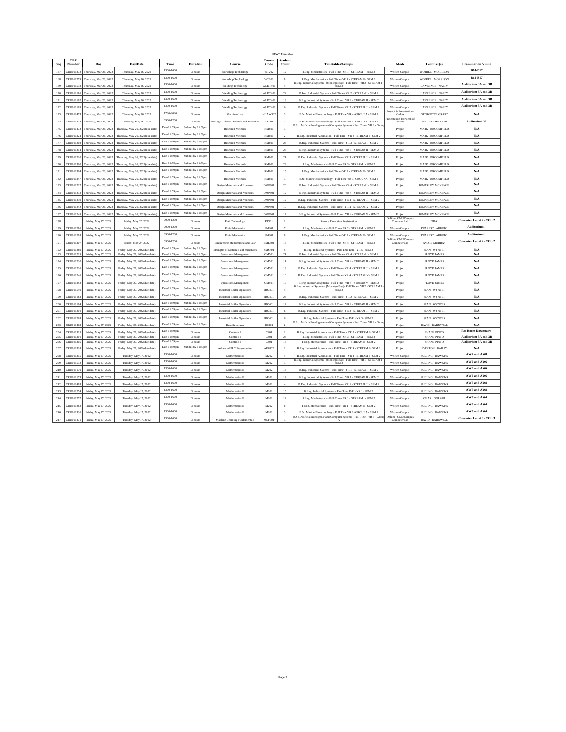FEAT Timetable

| Seq | CRU Number | Day | Day/Date | Time | Duration | Course | Course Code | Student Count | Timetables/Groups | Mode | Lecturer(s) | Examination Venue |
|---|---|---|---|---|---|---|---|---|---|---|---|---|
| 167 | CRU011272 | Thursday, May 26, 2022 | Thursday, May 26, 2022 | 1300-1600 | 3 hours | Workshop Technology | WT202 | 12 | B.Eng. Mechatronics - Full Time- YR 1 - STREAM I - SEM 2 | Written-Campus | WORREL MORRISON | B14-B17 |
| 168 | CRU011278 | Thursday, May 26, 2022 | Thursday, May 26, 2022 | 1300-1600 | 3 hours | Workshop Technology | WT202 | 8 | B.Eng. Mechatronics - Full Time- YR 1 - STREAM II - SEM 2 | Written-Campus | WORREL MORRISON | B14-B17 |
| 169 | CRU011538 | Thursday, May 26, 2022 | Thursday, May 26, 2022 | 1300-1600 | 3 hours | Welding Technology | WLDT401 | 4 | B.Eng. Industrial Systems - [Montego Bay] - Full Time - YR 2 - STREAM I - SEM 2 | Written-Campus | LAWRENCE NALTY | Auditorium 3A and 3B |
| 170 | CRU011186 | Thursday, May 26, 2022 | Thursday, May 26, 2022 | 1300-1600 | 3 hours | Welding Technology | WLDT401 | 24 | B.Eng. Industrial Systems - Full Time - YR 2 - STREAM I - SEM 2 | Written-Campus | LAWRENCE NALTY | Auditorium 3A and 3B |
| 171 | CRU011192 | Thursday, May 26, 2022 | Thursday, May 26, 2022 | 1300-1600 | 3 hours | Welding Technology | WLDT401 | 13 | B.Eng. Industrial Systems - Full Time - YR 2 - STREAM II - SEM 2 | Written-Campus | LAWRENCE NALTY | Auditorium 3A and 3B |
| 172 | CRU011199 | Thursday, May 26, 2022 | Thursday, May 26, 2022 | 1300-1600 | 3 hours | Welding Technology | WLDT401 | 6 | B.Eng. Industrial Systems - Full Time - YR 2 - STREAM III - SEM 2 | Written-Campus | LAWRENCE NALTY | Auditorium 3A and 3B |
| 173 | CRU011473 | Thursday, May 26, 2022 | Thursday, May 26, 2022 | 1730-2030 | 3 hours | Maritime Law | MLAW302 | 3 | B.Sc. Marine Biotechnology - Full Time YR 4 -GROUP A - SEM 2 | Project & Presentation-Online | GEORGETTE GRANT | N/A |
| 174 | CRU011332 | Thursday, May 26, 2022 | Thursday, May 26, 2022 | 0900-1200 | 3 hours | Biology – Plants, Animals and Microbes | BY201 | 3 | B.Sc. Marine Biotechnology - Full Time YR 1 -GROUP A - SEM 2 | Presentation-last week of exams | SHEBENE WALKER | Auditorium 3A |
| 175 | CRU011472 | Thursday, May 26, 2022 | Thursday, May 26, 2022(due date) | Due-11:59pm | Submit by 11:59pm | Research Methods | RM601 | 3 | B.Sc. Artificial Intelligence and Computer Systems - Full Time - YR 3 - Group A | Project | MARK BROOMFIELD | N/A |
| 176 | CRU011324 | Thursday, May 26, 2022 | Thursday, May 26, 2022(due date) | Due-11:59pm | Submit by 11:59pm | Research Methods | RM601 | 2 | B.Eng. Industrial Automation - Full Time - YR 3 - STREAM I - SEM 2 | Project | MARK BROOMFIELD | N/A |
| 177 | CRU011208 | Thursday, May 26, 2022 | Thursday, May 26, 2022(due date) | Due-11:59pm | Submit by 11:59pm | Research Methods | RM601 | 26 | B.Eng. Industrial Systems - Full Time - YR 3 - STREAM I - SEM 2 | Project | MARK BROOMFIELD | N/A |
| 178 | CRU011214 | Thursday, May 26, 2022 | Thursday, May 26, 2022(due date) | Due-11:59pm | Submit by 11:59pm | Research Methods | RM601 | 25 | B.Eng. Industrial Systems - Full Time - YR 3 - STREAM II - SEM 2 | Project | MARK BROOMFIELD | N/A |
| 179 | CRU011220 | Thursday, May 26, 2022 | Thursday, May 26, 2022(due date) | Due-11:59pm | Submit by 11:59pm | Research Methods | RM601 | 21 | B.Eng. Industrial Systems - Full Time - YR 3 - STREAM III - SEM 2 | Project | MARK BROOMFIELD | N/A |
| 180 | CRU011300 | Thursday, May 26, 2022 | Thursday, May 26, 2022(due date) | Due-11:59pm | Submit by 11:59pm | Research Methods | RM601 | 23 | B.Eng. Mechatronics - Full Time- YR 3 - STREAM I - SEM 2 | Project | MARK BROOMFIELD | N/A |
| 181 | CRU011304 | Thursday, May 26, 2022 | Thursday, May 26, 2022(due date) | Due-11:59pm | Submit by 11:59pm | Research Methods | RM601 | 15 | B.Eng. Mechatronics - Full Time- YR 3 - STREAM II - SEM 2 | Project | MARK BROOMFIELD | N/A |
| 182 | CRU011347 | Thursday, May 26, 2022 | Thursday, May 26, 2022(due date) | Due-11:59pm | Submit by 11:59pm | Research Methods | RM601 | 3 | B.Sc. Marine Biotechnology - Full Time YR 3 -GROUP A - SEM 2 | Project | MARK BROOMFIELD | N/A |
| 183 | CRU011227 | Thursday, May 26, 2022 | Thursday, May 26, 2022(due date) | Due-11:59pm | Submit by 11:59pm | Design Materials and Processes | DMP801 | 20 | B.Eng. Industrial Systems - Full Time - YR 4 - STREAM I - SEM 2 | Project | KIMARLEY MCKENZIE | N/A |
| 184 | CRU011232 | Thursday, May 26, 2022 | Thursday, May 26, 2022(due date) | Due-11:59pm | Submit by 11:59pm | Design Materials and Processes | DMP801 | 12 | B.Eng. Industrial Systems - Full Time - YR 4 - STREAM II - SEM 2 | Project | KIMARLEY MCKENZIE | N/A |
| 185 | CRU011239 | Thursday, May 26, 2022 | Thursday, May 26, 2022(due date) | Due-11:59pm | Submit by 11:59pm | Design Materials and Processes | DMP801 | 12 | B.Eng. Industrial Systems - Full Time - YR 4 - STREAM III - SEM 2 | Project | KIMARLEY MCKENZIE | N/A |
| 186 | CRU011242 | Thursday, May 26, 2022 | Thursday, May 26, 2022(due date) | Due-11:59pm | Submit by 11:59pm | Design Materials and Processes | DMP801 | 10 | B.Eng. Industrial Systems - Full Time - YR 4 - STREAM IV - SEM 2 | Project | KIMARLEY MCKENZIE | N/A |
| 187 | CRU011249 | Thursday, May 26, 2022 | Thursday, May 26, 2022(due date) | Due-11:59pm | Submit by 11:59pm | Design Materials and Processes | DMP801 | 17 | B.Eng. Industrial Systems - Full Time - YR 4 - STREAM V - SEM 2 | Project | KIMARLEY MCKENZIE | N/A |
| 188 | | Friday, May 27, 2022 | Friday, May 27, 2022 | 0900-1200 | 3 hours | Fuel Technology | FT301 | 1 | Re-run/ Exception Registration | Online- CMU Campus Computer Lab | TBA | Computer Lab # 2 - COL 2 |
| 189 | CRU011286 | Friday, May 27, 2022 | Friday, May 27, 2022 | 0900-1200 | 3 hours | Fluid Mechanics | FM301 | 7 | B.Eng. Mechatronics - Full Time- YR 2 - STREAM I - SEM 2 | Written-Campus | DEAREST ARHELO | Auditorium 1 |
| 190 | CRU011293 | Friday, May 27, 2022 | Friday, May 27, 2022 | 0900-1200 | 3 hours | Fluid Mechanics | FM301 | 9 | B.Eng. Mechatronics - Full Time- YR 2 - STREAM II - SEM 2 | Written-Campus | DEAREST ARHELO | Auditorium 1 |
| 191 | CRU011307 | Friday, May 27, 2022 | Friday, May 27, 2022 | 0900-1200 | 3 hours | Engineering Management and Law | EML801 | 15 | B.Eng. Mechatronics - Full Time- YR 4 - STREAM I - SEM 2 | Online- CMU Campus Computer Lab | ANDRE MURRAY | Computer Lab # 2 - COL 2 |
| 192 | CRU011269 | Friday, May 27, 2022 | Friday, May 27, 2022(due date) | Due-11:59pm | Submit by 11:59pm | Strengths of Materials and Structures | SMS701 | 5 | B.Eng. Industrial Systems - Part Time D/R - YR 5 - SEM 2 | Project | SEAN WYNTER | N/A |
| 193 | CRU011229 | Friday, May 27, 2022 | Friday, May 27, 2022(due date) | Due-11:59pm | Submit by 11:59pm | Operations Management | OM501 | 21 | B.Eng. Industrial Systems - Full Time - YR 4 - STREAM I - SEM 2 | Project | FLOYD JAMES | N/A |
| 194 | CRU011230 | Friday, May 27, 2022 | Friday, May 27, 2022(due date) | Due-11:59pm | Submit by 11:59pm | Operations Management | OM501 | 11 | B.Eng. Industrial Systems - Full Time - YR 4 - STREAM II - SEM 2 | Project | FLOYD JAMES | N/A |
| 195 | CRU011236 | Friday, May 27, 2022 | Friday, May 27, 2022(due date) | Due-11:59pm | Submit by 11:59pm | Operations Management | OM501 | 13 | B.Eng. Industrial Systems - Full Time - YR 4 - STREAM III - SEM 2 | Project | FLOYD JAMES | N/A |
| 196 | CRU011246 | Friday, May 27, 2022 | Friday, May 27, 2022(due date) | Due-11:59pm | Submit by 11:59pm | Operations Management | OM501 | 10 | B.Eng. Industrial Systems - Full Time - YR 4 - STREAM IV - SEM 2 | Project | FLOYD JAMES | N/A |
| 197 | CRU011252 | Friday, May 27, 2022 | Friday, May 27, 2022(due date) | Due-11:59pm | Submit by 11:59pm | Operations Management | OM501 | 17 | B.Eng. Industrial Systems - Full Time - YR 4 - STREAM V - SEM 2 | Project | FLOYD JAMES | N/A |
| 198 | CRU011540 | Friday, May 27, 2022 | Friday, May 27, 2022(due date) | Due-11:59pm | Submit by 11:59pm | Industrial Boiler Operations | IBO401 | 4 | B.Eng. Industrial Systems - [Montego Bay] - Full Time - YR 2 - STREAM I - SEM 2 | Project | SEAN WYNTER | N/A |
| 199 | CRU011183 | Friday, May 27, 2022 | Friday, May 27, 2022(due date) | Due-11:59pm | Submit by 11:59pm | Industrial Boiler Operations | IBO401 | 23 | B.Eng. Industrial Systems - Full Time - YR 2 - STREAM I - SEM 2 | Project | SEAN WYNTER | N/A |
| 200 | CRU011194 | Friday, May 27, 2022 | Friday, May 27, 2022(due date) | Due-11:59pm | Submit by 11:59pm | Industrial Boiler Operations | IBO401 | 12 | B.Eng. Industrial Systems - Full Time - YR 2 - STREAM II - SEM 2 | Project | SEAN WYNTER | N/A |
| 201 | CRU011201 | Friday, May 27, 2022 | Friday, May 27, 2022(due date) | Due-11:59pm | Submit by 11:59pm | Industrial Boiler Operations | IBO401 | 6 | B.Eng. Industrial Systems - Full Time - YR 2 - STREAM III - SEM 2 | Project | SEAN WYNTER | N/A |
| 202 | CRU011263 | Friday, May 27, 2022 | Friday, May 27, 2022(due date) | Due-11:59pm | Submit by 11:59pm | Industrial Boiler Operations | IBO401 | 6 | B.Eng. Industrial Systems - Part Time D/R - YR 3 - SEM 2 | Project | SEAN WYNTER | N/A |
| 203 | CRU011463 | Friday, May 27, 2022 | Friday, May 27, 2022(due date) | Due-11:59pm | Submit by 11:59pm | Data Structures | DS401 | 2 | B.Sc. Artificial Intelligence and Computer Systems - Full Time - YR 2 - Group A | Project | DAVID BARNWELL | N/A |
| 204 | CRU011325 | Friday, May 27, 2022 | Friday, May 27, 2022(due date) | Due-11:59pm | 3 hours | Controls I | C401 | 2 | B.Eng. Industrial Automation - Full Time - YR 3 - STREAM I - SEM 2 | Project | SHANE PINTO | Rec Room Downstairs |
| 205 | CRU011301 | Friday, May 27, 2022 | Friday, May 27, 2022(due date) | Due-11:59pm | 3 hours | Controls I | C401 | 23 | B.Eng. Mechatronics - Full Time- YR 3 - STREAM I - SEM 2 | Project | SHANE PINTO | Auditorium 3A and 3B |
| 206 | CRU011305 | Friday, May 27, 2022 | Friday, May 27, 2022(due date) | Due-11:59pm | 3 hours | Controls I | C401 | 15 | B.Eng. Mechatronics - Full Time- YR 3 - STREAM II - SEM 2 | Project | SHANE PINTO | Auditorium 3A and 3B |
| 207 | CRU011328 | Friday, May 27, 2022 | Friday, May 27, 2022(due date) | Due-11:59pm | Submit by 11:59pm | Advanced PLC Programming | APP802 | 2 | B.Eng. Industrial Automation - Full Time - YR 4 - STREAM I - SEM 2 | Project | EVERTON BAILEY | N/A |
| 208 | CRU011315 | Friday, May 27, 2022 | Tuesday, May 27, 2022 | 1300-1600 | 3 hours | Mathematics II | M202 | 4 | B.Eng. Industrial Automation - Full Time - YR 1 - STREAM I - SEM 2 | Written-Campus | SUELING DAWKINS | AW7 and AW8 |
| 209 | CRU011532 | Friday, May 27, 2022 | Tuesday, May 27, 2022 | 1300-1600 | 3 hours | Mathematics II | M202 | 3 | B.Eng. Industrial Systems - [Montego Bay] - Full Time - YR 1 - STREAM I - SEM 2 | Written-Campus | SUELING DAWKINS | AW5 and AW6 |
| 210 | CRU011170 | Friday, May 27, 2022 | Tuesday, May 27, 2022 | 1300-1600 | 3 hours | Mathematics II | M202 | 16 | B.Eng. Industrial Systems - Full Time - YR 1 - STREAM I - SEM 2 | Written-Campus | SUELING DAWKINS | AW5 and AW6 |
| 211 | CRU011173 | Friday, May 27, 2022 | Tuesday, May 27, 2022 | 1300-1600 | 3 hours | Mathematics II | M202 | 12 | B.Eng. Industrial Systems - Full Time - YR 1 - STREAM II - SEM 2 | Written-Campus | SUELING DAWKINS | AW5 and AW6 |
| 212 | CRU011493 | Friday, May 27, 2022 | Tuesday, May 27, 2022 | 1300-1600 | 3 hours | Mathematics II | M202 | 4 | B.Eng. Industrial Systems - Full Time - YR 1 - STREAM III - SEM 2 | Written-Campus | SUELING DAWKINS | AW7 and AW8 |
| 213 | CRU011254 | Friday, May 27, 2022 | Tuesday, May 27, 2022 | 1300-1600 | 3 hours | Mathematics II | M202 | 15 | B.Eng. Industrial Systems - Part Time D/R - YR 1 - SEM 2 | Written-Campus | SUELING DAWKINS | AW7 and AW8 |
| 214 | CRU011277 | Friday, May 27, 2022 | Tuesday, May 27, 2022 | 1300-1600 | 3 hours | Mathematics II | M202 | 12 | B.Eng. Mechatronics - Full Time- YR 1 - STREAM I - SEM 2 | Written-Campus | OMAR GOLAUB | AW3 and AW4 |
| 215 | CRU011282 | Friday, May 27, 2022 | Tuesday, May 27, 2022 | 1300-1600 | 3 hours | Mathematics II | M202 | 8 | B.Eng. Mechatronics - Full Time- YR 1 - STREAM II - SEM 2 | Written-Campus | SUELING DAWKINS | AW3 and AW4 |
| 216 | CRU011336 | Friday, May 27, 2022 | Tuesday, May 27, 2022 | 1300-1600 | 3 hours | Mathematics II | M202 | 3 | B.Sc. Marine Biotechnology - Full Time YR 1 -GROUP A - SEM 2 | Written-Campus | SUELING DAWKINS | AW3 and AW4 |
| 217 | CRU011471 | Friday, May 27, 2022 | Tuesday, May 27, 2022 | 1300-1600 | 3 hours | Machine Learning Fundamentals | MLF701 | 3 | B.Sc. Artificial Intelligence and Computer Systems - Full Time - YR 3 - Group A | Online- CMU Campus Computer Lab | DAVID BARNWELL | Computer Lab # 3 - COL 3 |